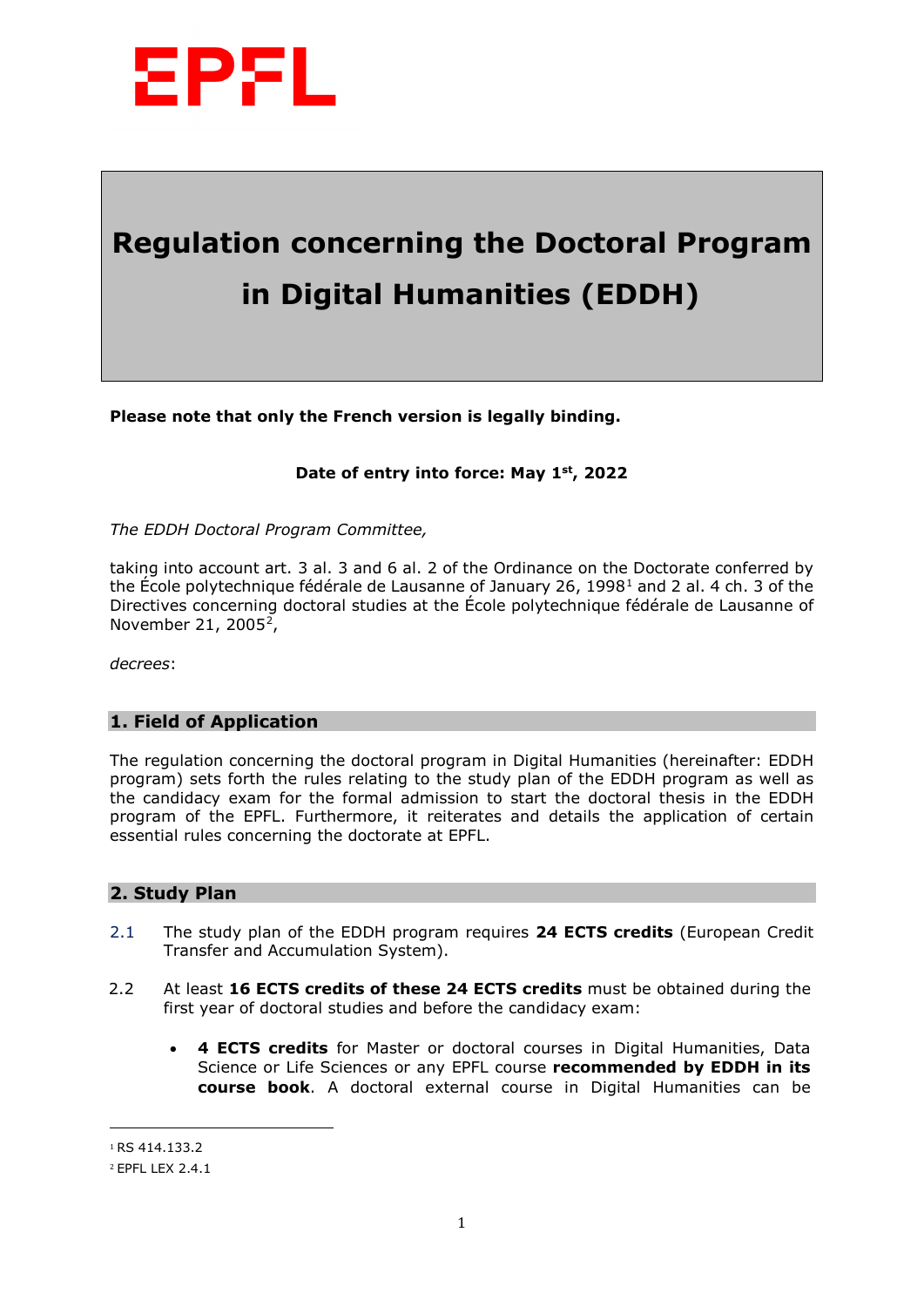EPFL

# Regulation concerning the Doctoral Program in Digital Humanities (EDDH)

**Please note that only the French version is legally binding.**

**Date of entry into force: May 1st, 2022**

*The EDDH Doctoral Program Committee,*

taking into account art. 3 al. 3 and 6 al. 2 of the Ordinance on the Doctorate conferred by the École polytechnique fédérale de Lausanne of January 26, 1998[1] and 2 al. 4 ch. 3 of the Directives concerning doctoral studies at the École polytechnique fédérale de Lausanne of November 21, 2005[2],

*decrees*:

## 1. Field of Application

The regulation concerning the doctoral program in Digital Humanities (hereinafter: EDDH program) sets forth the rules relating to the study plan of the EDDH program as well as the candidacy exam for the formal admission to start the doctoral thesis in the EDDH program of the EPFL. Furthermore, it reiterates and details the application of certain essential rules concerning the doctorate at EPFL.

## 2. Study Plan

2.1 The study plan of the EDDH program requires **24 ECTS credits** (European Credit Transfer and Accumulation System).

2.2 At least **16 ECTS credits of these 24 ECTS credits** must be obtained during the first year of doctoral studies and before the candidacy exam:

- **4 ECTS credits** for Master or doctoral courses in Digital Humanities, Data Science or Life Sciences or any EPFL course **recommended by EDDH in its course book**. A doctoral external course in Digital Humanities can be

[1] RS 414.133.2

[2] EPFL LEX 2.4.1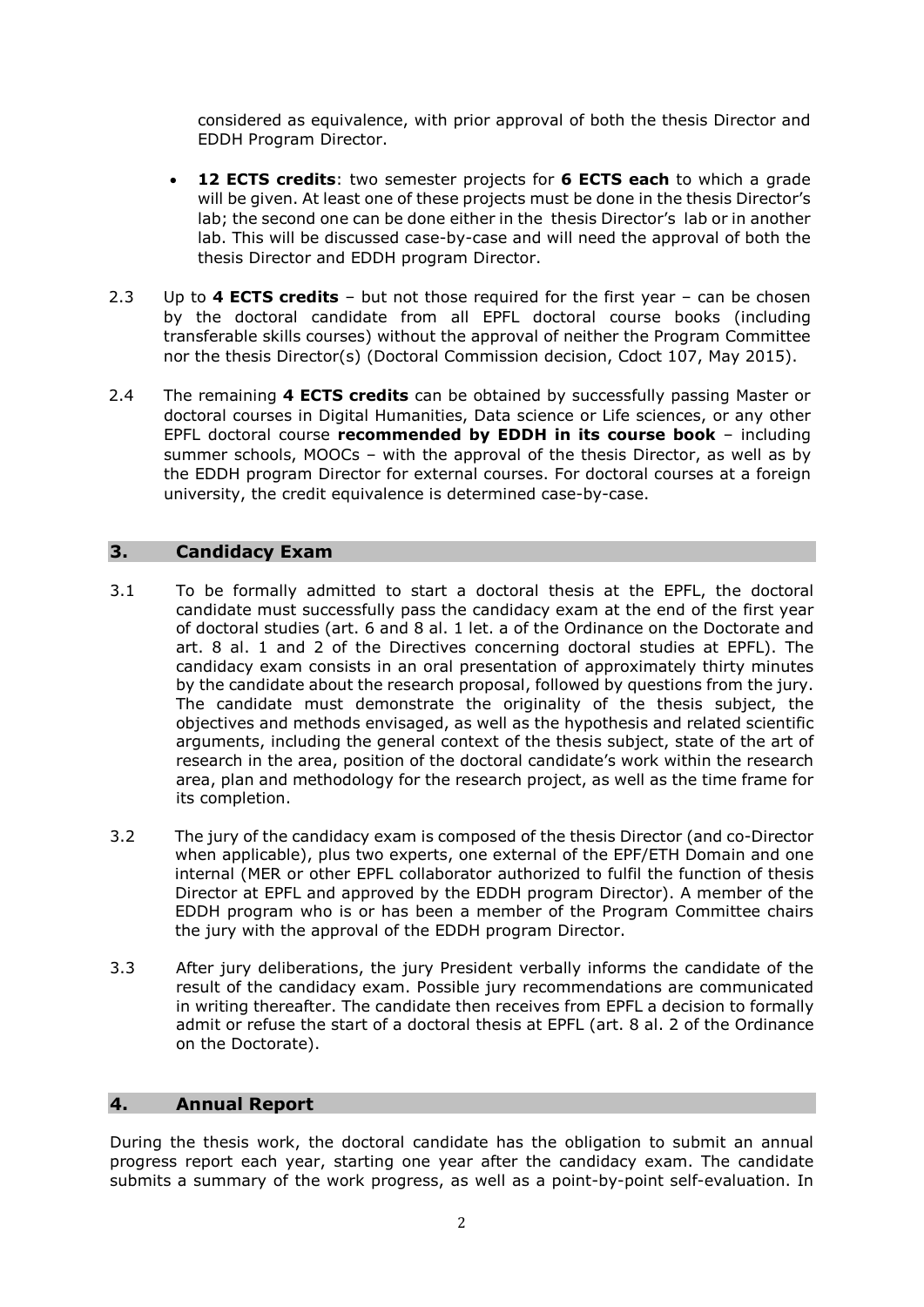considered as equivalence, with prior approval of both the thesis Director and EDDH Program Director.

- **12 ECTS credits**: two semester projects for **6 ECTS each** to which a grade will be given. At least one of these projects must be done in the thesis Director's lab; the second one can be done either in the thesis Director's lab or in another lab. This will be discussed case-by-case and will need the approval of both the thesis Director and EDDH program Director.

2.3 Up to **4 ECTS credits** – but not those required for the first year – can be chosen by the doctoral candidate from all EPFL doctoral course books (including transferable skills courses) without the approval of neither the Program Committee nor the thesis Director(s) (Doctoral Commission decision, Cdoct 107, May 2015).

2.4 The remaining **4 ECTS credits** can be obtained by successfully passing Master or doctoral courses in Digital Humanities, Data science or Life sciences, or any other EPFL doctoral course **recommended by EDDH in its course book** – including summer schools, MOOCs – with the approval of the thesis Director, as well as by the EDDH program Director for external courses. For doctoral courses at a foreign university, the credit equivalence is determined case-by-case.

## 3. Candidacy Exam

3.1 To be formally admitted to start a doctoral thesis at the EPFL, the doctoral candidate must successfully pass the candidacy exam at the end of the first year of doctoral studies (art. 6 and 8 al. 1 let. a of the Ordinance on the Doctorate and art. 8 al. 1 and 2 of the Directives concerning doctoral studies at EPFL). The candidacy exam consists in an oral presentation of approximately thirty minutes by the candidate about the research proposal, followed by questions from the jury. The candidate must demonstrate the originality of the thesis subject, the objectives and methods envisaged, as well as the hypothesis and related scientific arguments, including the general context of the thesis subject, state of the art of research in the area, position of the doctoral candidate's work within the research area, plan and methodology for the research project, as well as the time frame for its completion.

3.2 The jury of the candidacy exam is composed of the thesis Director (and co-Director when applicable), plus two experts, one external of the EPF/ETH Domain and one internal (MER or other EPFL collaborator authorized to fulfil the function of thesis Director at EPFL and approved by the EDDH program Director). A member of the EDDH program who is or has been a member of the Program Committee chairs the jury with the approval of the EDDH program Director.

3.3 After jury deliberations, the jury President verbally informs the candidate of the result of the candidacy exam. Possible jury recommendations are communicated in writing thereafter. The candidate then receives from EPFL a decision to formally admit or refuse the start of a doctoral thesis at EPFL (art. 8 al. 2 of the Ordinance on the Doctorate).

## 4. Annual Report

During the thesis work, the doctoral candidate has the obligation to submit an annual progress report each year, starting one year after the candidacy exam. The candidate submits a summary of the work progress, as well as a point-by-point self-evaluation. In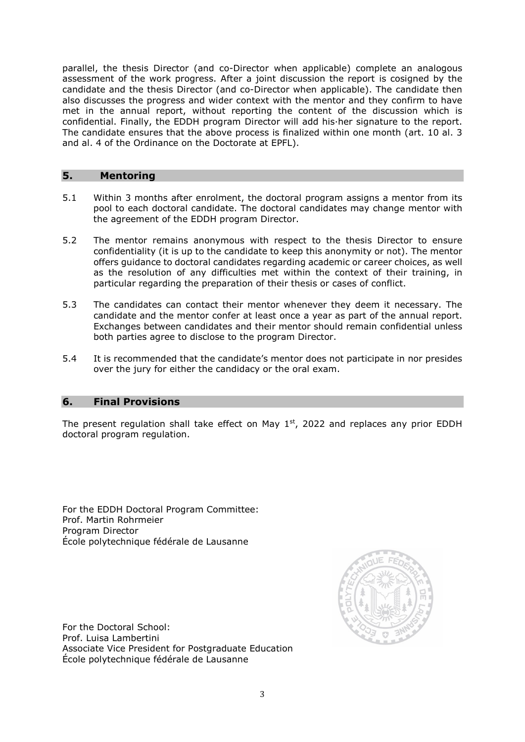parallel, the thesis Director (and co-Director when applicable) complete an analogous assessment of the work progress. After a joint discussion the report is cosigned by the candidate and the thesis Director (and co-Director when applicable). The candidate then also discusses the progress and wider context with the mentor and they confirm to have met in the annual report, without reporting the content of the discussion which is confidential. Finally, the EDDH program Director will add his·her signature to the report. The candidate ensures that the above process is finalized within one month (art. 10 al. 3 and al. 4 of the Ordinance on the Doctorate at EPFL).

## 5. Mentoring

5.1 Within 3 months after enrolment, the doctoral program assigns a mentor from its pool to each doctoral candidate. The doctoral candidates may change mentor with the agreement of the EDDH program Director.

5.2 The mentor remains anonymous with respect to the thesis Director to ensure confidentiality (it is up to the candidate to keep this anonymity or not). The mentor offers guidance to doctoral candidates regarding academic or career choices, as well as the resolution of any difficulties met within the context of their training, in particular regarding the preparation of their thesis or cases of conflict.

5.3 The candidates can contact their mentor whenever they deem it necessary. The candidate and the mentor confer at least once a year as part of the annual report. Exchanges between candidates and their mentor should remain confidential unless both parties agree to disclose to the program Director.

5.4 It is recommended that the candidate's mentor does not participate in nor presides over the jury for either the candidacy or the oral exam.

## 6. Final Provisions

The present regulation shall take effect on May 1st, 2022 and replaces any prior EDDH doctoral program regulation.

For the EDDH Doctoral Program Committee:
Prof. Martin Rohrmeier
Program Director
École polytechnique fédérale de Lausanne

For the Doctoral School:
Prof. Luisa Lambertini
Associate Vice President for Postgraduate Education
École polytechnique fédérale de Lausanne